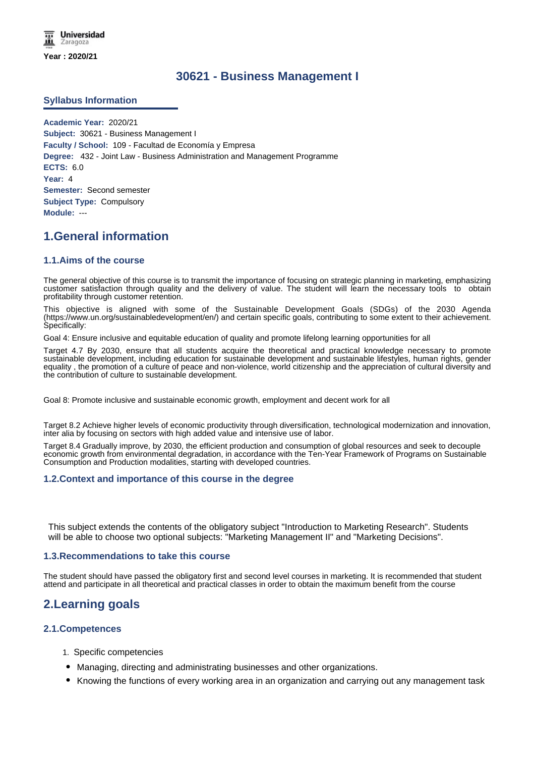Universidad Zaragoza

**Year : 2020/21**

# 30621 - Business Management I

## Syllabus Information

**Academic Year:** 2020/21
**Subject:** 30621 - Business Management I
**Faculty / School:** 109 - Facultad de Economía y Empresa
**Degree:** 432 - Joint Law - Business Administration and Management Programme
**ECTS:** 6.0
**Year:** 4
**Semester:** Second semester
**Subject Type:** Compulsory
**Module:** ---

## 1.General information

### 1.1.Aims of the course

The general objective of this course is to transmit the importance of focusing on strategic planning in marketing, emphasizing customer satisfaction through quality and the delivery of value. The student will learn the necessary tools to obtain profitability through customer retention.

This objective is aligned with some of the Sustainable Development Goals (SDGs) of the 2030 Agenda (https://www.un.org/sustainabledevelopment/en/) and certain specific goals, contributing to some extent to their achievement. Specifically:

Goal 4: Ensure inclusive and equitable education of quality and promote lifelong learning opportunities for all

Target 4.7 By 2030, ensure that all students acquire the theoretical and practical knowledge necessary to promote sustainable development, including education for sustainable development and sustainable lifestyles, human rights, gender equality , the promotion of a culture of peace and non-violence, world citizenship and the appreciation of cultural diversity and the contribution of culture to sustainable development.

Goal 8: Promote inclusive and sustainable economic growth, employment and decent work for all

Target 8.2 Achieve higher levels of economic productivity through diversification, technological modernization and innovation, inter alia by focusing on sectors with high added value and intensive use of labor.

Target 8.4 Gradually improve, by 2030, the efficient production and consumption of global resources and seek to decouple economic growth from environmental degradation, in accordance with the Ten-Year Framework of Programs on Sustainable Consumption and Production modalities, starting with developed countries.

### 1.2.Context and importance of this course in the degree

This subject extends the contents of the obligatory subject "Introduction to Marketing Research". Students will be able to choose two optional subjects: "Marketing Management II" and "Marketing Decisions".

### 1.3.Recommendations to take this course

The student should have passed the obligatory first and second level courses in marketing. It is recommended that student attend and participate in all theoretical and practical classes in order to obtain the maximum benefit from the course

## 2.Learning goals

### 2.1.Competences

1. Specific competencies

- Managing, directing and administrating businesses and other organizations.
- Knowing the functions of every working area in an organization and carrying out any management task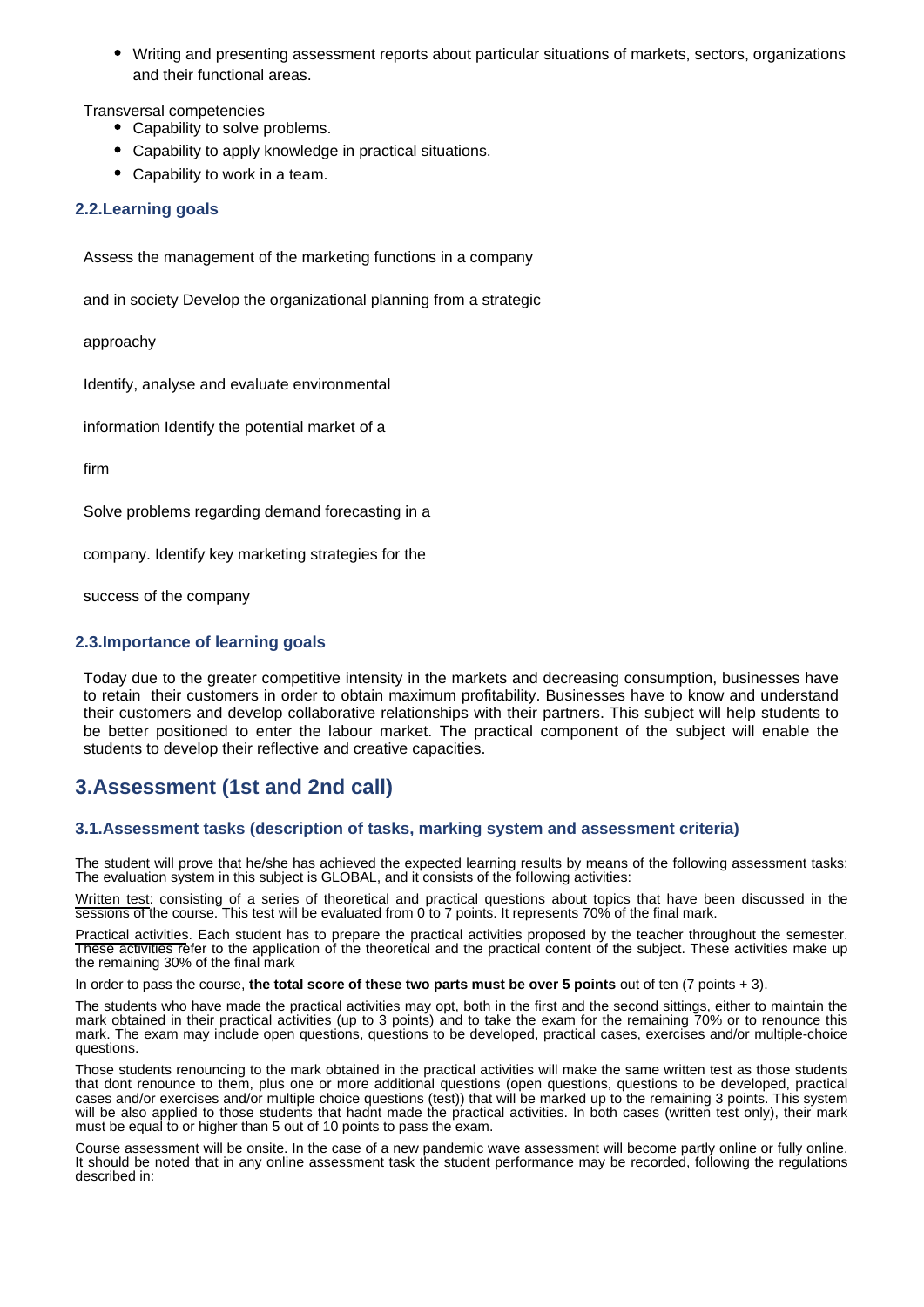- Writing and presenting assessment reports about particular situations of markets, sectors, organizations and their functional areas.

Transversal competencies

- Capability to solve problems.
- Capability to apply knowledge in practical situations.
- Capability to work in a team.

### 2.2.Learning goals

Assess the management of the marketing functions in a company

and in society Develop the organizational planning from a strategic

approachy

Identify, analyse and evaluate environmental

information Identify the potential market of a

firm

Solve problems regarding demand forecasting in a

company. Identify key marketing strategies for the

success of the company

### 2.3.Importance of learning goals

Today due to the greater competitive intensity in the markets and decreasing consumption, businesses have to retain their customers in order to obtain maximum profitability. Businesses have to know and understand their customers and develop collaborative relationships with their partners. This subject will help students to be better positioned to enter the labour market. The practical component of the subject will enable the students to develop their reflective and creative capacities.

## 3.Assessment (1st and 2nd call)

### 3.1.Assessment tasks (description of tasks, marking system and assessment criteria)

The student will prove that he/she has achieved the expected learning results by means of the following assessment tasks: The evaluation system in this subject is GLOBAL, and it consists of the following activities:

Written test: consisting of a series of theoretical and practical questions about topics that have been discussed in the sessions of the course. This test will be evaluated from 0 to 7 points. It represents 70% of the final mark.

Practical activities. Each student has to prepare the practical activities proposed by the teacher throughout the semester. These activities refer to the application of the theoretical and the practical content of the subject. These activities make up the remaining 30% of the final mark

In order to pass the course, **the total score of these two parts must be over 5 points** out of ten (7 points + 3).

The students who have made the practical activities may opt, both in the first and the second sittings, either to maintain the mark obtained in their practical activities (up to 3 points) and to take the exam for the remaining 70% or to renounce this mark. The exam may include open questions, questions to be developed, practical cases, exercises and/or multiple-choice questions.

Those students renouncing to the mark obtained in the practical activities will make the same written test as those students that dont renounce to them, plus one or more additional questions (open questions, questions to be developed, practical cases and/or exercises and/or multiple choice questions (test)) that will be marked up to the remaining 3 points. This system will be also applied to those students that hadnt made the practical activities. In both cases (written test only), their mark must be equal to or higher than 5 out of 10 points to pass the exam.

Course assessment will be onsite. In the case of a new pandemic wave assessment will become partly online or fully online. It should be noted that in any online assessment task the student performance may be recorded, following the regulations described in: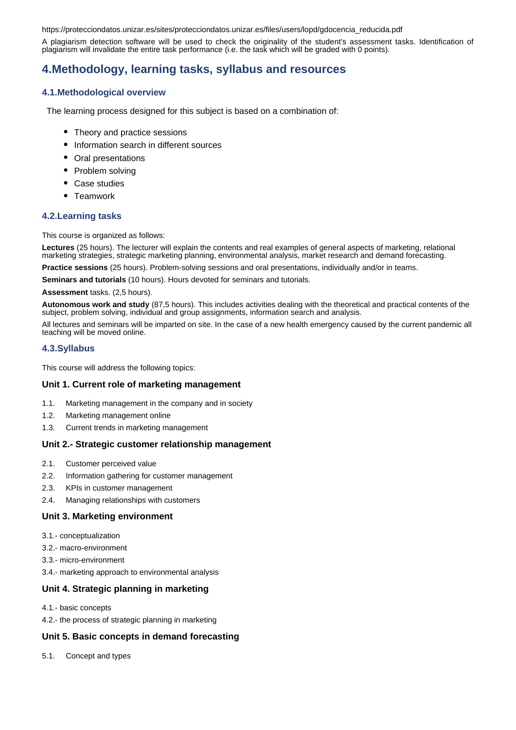https://protecciondatos.unizar.es/sites/protecciondatos.unizar.es/files/users/lopd/gdocencia_reducida.pdf

A plagiarism detection software will be used to check the originality of the student's assessment tasks. Identification of plagiarism will invalidate the entire task performance (i.e. the task which will be graded with 0 points).

## 4.Methodology, learning tasks, syllabus and resources

### 4.1.Methodological overview

The learning process designed for this subject is based on a combination of:

- Theory and practice sessions
- Information search in different sources
- Oral presentations
- Problem solving
- Case studies
- Teamwork

### 4.2.Learning tasks

This course is organized as follows:

**Lectures** (25 hours). The lecturer will explain the contents and real examples of general aspects of marketing, relational marketing strategies, strategic marketing planning, environmental analysis, market research and demand forecasting.

**Practice sessions** (25 hours). Problem-solving sessions and oral presentations, individually and/or in teams.

**Seminars and tutorials** (10 hours). Hours devoted for seminars and tutorials.

**Assessment** tasks. (2,5 hours).

**Autonomous work and study** (87,5 hours). This includes activities dealing with the theoretical and practical contents of the subject, problem solving, individual and group assignments, information search and analysis.

All lectures and seminars will be imparted on site. In the case of a new health emergency caused by the current pandemic all teaching will be moved online.

### 4.3.Syllabus

This course will address the following topics:

#### Unit 1. Current role of marketing management

1.1. Marketing management in the company and in society

1.2. Marketing management online

1.3. Current trends in marketing management

#### Unit 2.- Strategic customer relationship management

2.1. Customer perceived value

2.2. Information gathering for customer management

2.3. KPIs in customer management

2.4. Managing relationships with customers

#### Unit 3. Marketing environment

3.1.- conceptualization

3.2.- macro-environment

3.3.- micro-environment

3.4.- marketing approach to environmental analysis

#### Unit 4. Strategic planning in marketing

4.1.- basic concepts

4.2.- the process of strategic planning in marketing

#### Unit 5. Basic concepts in demand forecasting

5.1. Concept and types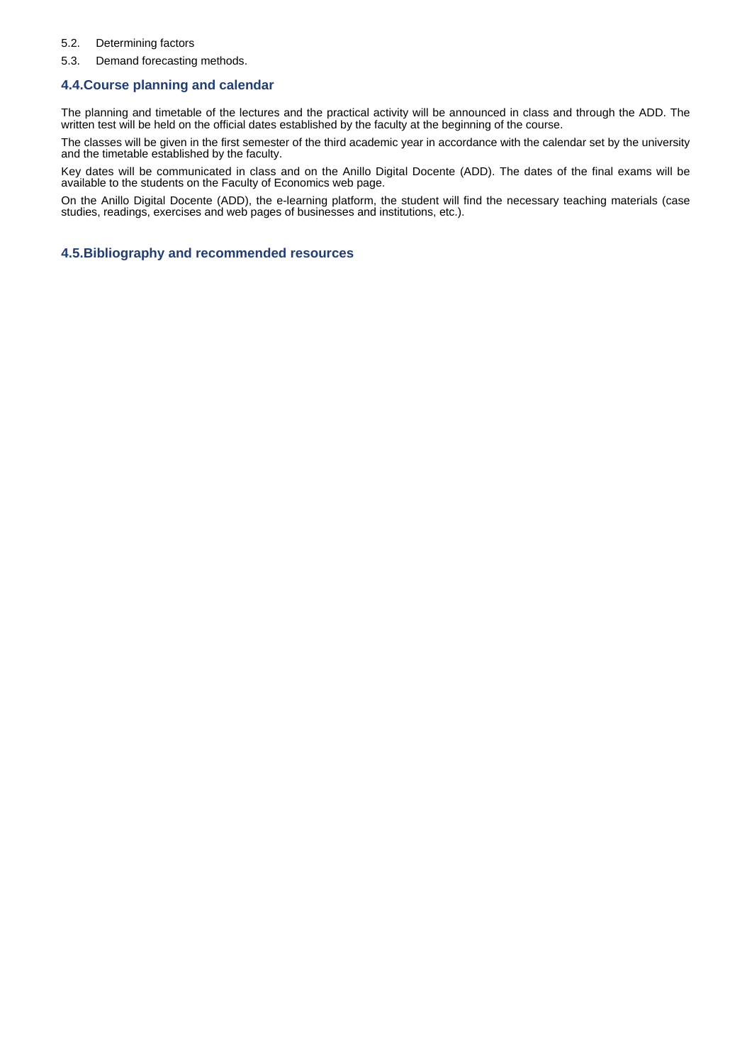5.2. Determining factors

5.3. Demand forecasting methods.

## 4.4.Course planning and calendar

The planning and timetable of the lectures and the practical activity will be announced in class and through the ADD. The written test will be held on the official dates established by the faculty at the beginning of the course.

The classes will be given in the first semester of the third academic year in accordance with the calendar set by the university and the timetable established by the faculty.

Key dates will be communicated in class and on the Anillo Digital Docente (ADD). The dates of the final exams will be available to the students on the Faculty of Economics web page.

On the Anillo Digital Docente (ADD), the e-learning platform, the student will find the necessary teaching materials (case studies, readings, exercises and web pages of businesses and institutions, etc.).

## 4.5.Bibliography and recommended resources